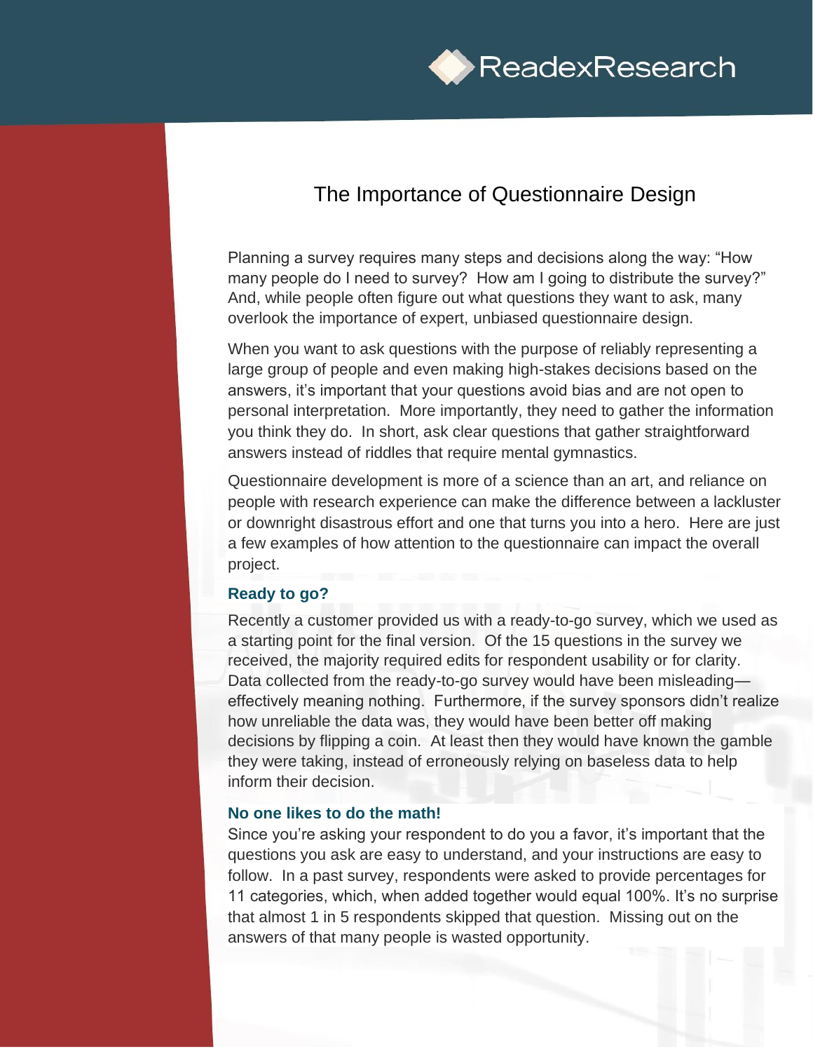ReadexResearch

# The Importance of Questionnaire Design

Planning a survey requires many steps and decisions along the way: "How many people do I need to survey? How am I going to distribute the survey?" And, while people often figure out what questions they want to ask, many overlook the importance of expert, unbiased questionnaire design.

When you want to ask questions with the purpose of reliably representing a large group of people and even making high-stakes decisions based on the answers, it's important that your questions avoid bias and are not open to personal interpretation. More importantly, they need to gather the information you think they do. In short, ask clear questions that gather straightforward answers instead of riddles that require mental gymnastics.

Questionnaire development is more of a science than an art, and reliance on people with research experience can make the difference between a lackluster or downright disastrous effort and one that turns you into a hero. Here are just a few examples of how attention to the questionnaire can impact the overall project.

### Ready to go?

Recently a customer provided us with a ready-to-go survey, which we used as a starting point for the final version. Of the 15 questions in the survey we received, the majority required edits for respondent usability or for clarity. Data collected from the ready-to-go survey would have been misleading—effectively meaning nothing. Furthermore, if the survey sponsors didn't realize how unreliable the data was, they would have been better off making decisions by flipping a coin. At least then they would have known the gamble they were taking, instead of erroneously relying on baseless data to help inform their decision.

### No one likes to do the math!

Since you're asking your respondent to do you a favor, it's important that the questions you ask are easy to understand, and your instructions are easy to follow. In a past survey, respondents were asked to provide percentages for 11 categories, which, when added together would equal 100%. It's no surprise that almost 1 in 5 respondents skipped that question. Missing out on the answers of that many people is wasted opportunity.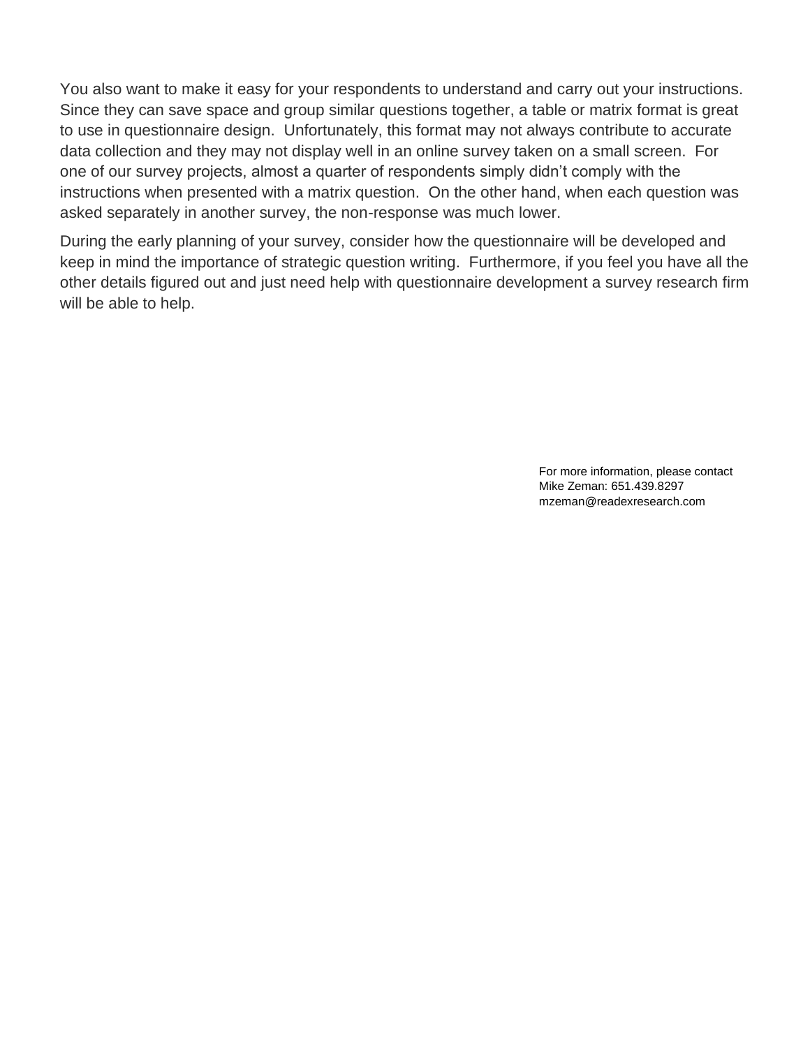You also want to make it easy for your respondents to understand and carry out your instructions. Since they can save space and group similar questions together, a table or matrix format is great to use in questionnaire design. Unfortunately, this format may not always contribute to accurate data collection and they may not display well in an online survey taken on a small screen. For one of our survey projects, almost a quarter of respondents simply didn't comply with the instructions when presented with a matrix question. On the other hand, when each question was asked separately in another survey, the non-response was much lower.

During the early planning of your survey, consider how the questionnaire will be developed and keep in mind the importance of strategic question writing. Furthermore, if you feel you have all the other details figured out and just need help with questionnaire development a survey research firm will be able to help.

For more information, please contact
Mike Zeman: 651.439.8297
mzeman@readexresearch.com